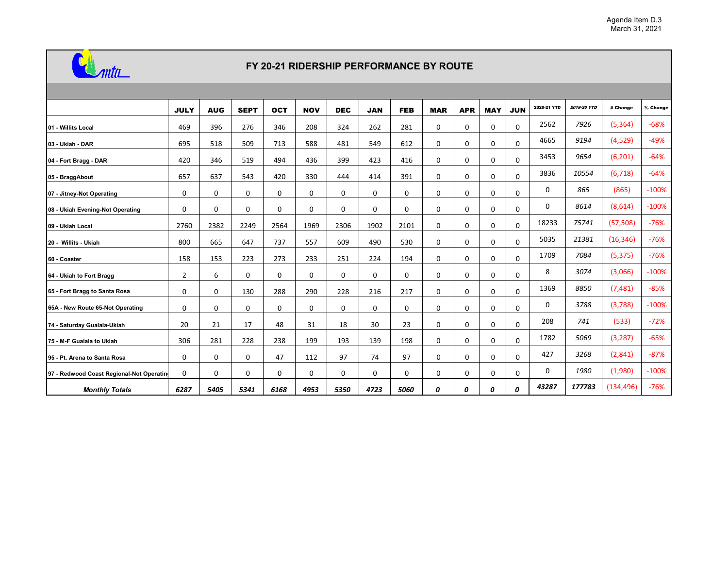Agenda Item D.3
March 31, 2021

# FY 20-21 RIDERSHIP PERFORMANCE BY ROUTE

| | JULY | AUG | SEPT | OCT | NOV | DEC | JAN | FEB | MAR | APR | MAY | JUN | 2020-21 YTD | 2019-20 YTD | # Change | % Change |
|---|---|---|---|---|---|---|---|---|---|---|---|---|---|---|---|---|
| 01 - Willits Local | 469 | 396 | 276 | 346 | 208 | 324 | 262 | 281 | 0 | 0 | 0 | 0 | 2562 | 7926 | (5,364) | -68% |
| 03 - Ukiah - DAR | 695 | 518 | 509 | 713 | 588 | 481 | 549 | 612 | 0 | 0 | 0 | 0 | 4665 | 9194 | (4,529) | -49% |
| 04 - Fort Bragg - DAR | 420 | 346 | 519 | 494 | 436 | 399 | 423 | 416 | 0 | 0 | 0 | 0 | 3453 | 9654 | (6,201) | -64% |
| 05 - BraggAbout | 657 | 637 | 543 | 420 | 330 | 444 | 414 | 391 | 0 | 0 | 0 | 0 | 3836 | 10554 | (6,718) | -64% |
| 07 - Jitney-Not Operating | 0 | 0 | 0 | 0 | 0 | 0 | 0 | 0 | 0 | 0 | 0 | 0 | 0 | 865 | (865) | -100% |
| 08 - Ukiah Evening-Not Operating | 0 | 0 | 0 | 0 | 0 | 0 | 0 | 0 | 0 | 0 | 0 | 0 | 0 | 8614 | (8,614) | -100% |
| 09 - Ukiah Local | 2760 | 2382 | 2249 | 2564 | 1969 | 2306 | 1902 | 2101 | 0 | 0 | 0 | 0 | 18233 | 75741 | (57,508) | -76% |
| 20 - Willits - Ukiah | 800 | 665 | 647 | 737 | 557 | 609 | 490 | 530 | 0 | 0 | 0 | 0 | 5035 | 21381 | (16,346) | -76% |
| 60 - Coaster | 158 | 153 | 223 | 273 | 233 | 251 | 224 | 194 | 0 | 0 | 0 | 0 | 1709 | 7084 | (5,375) | -76% |
| 64 - Ukiah to Fort Bragg | 2 | 6 | 0 | 0 | 0 | 0 | 0 | 0 | 0 | 0 | 0 | 0 | 8 | 3074 | (3,066) | -100% |
| 65 - Fort Bragg to Santa Rosa | 0 | 0 | 130 | 288 | 290 | 228 | 216 | 217 | 0 | 0 | 0 | 0 | 1369 | 8850 | (7,481) | -85% |
| 65A - New Route 65-Not Operating | 0 | 0 | 0 | 0 | 0 | 0 | 0 | 0 | 0 | 0 | 0 | 0 | 0 | 3788 | (3,788) | -100% |
| 74 - Saturday Gualala-Ukiah | 20 | 21 | 17 | 48 | 31 | 18 | 30 | 23 | 0 | 0 | 0 | 0 | 208 | 741 | (533) | -72% |
| 75 - M-F Gualala to Ukiah | 306 | 281 | 228 | 238 | 199 | 193 | 139 | 198 | 0 | 0 | 0 | 0 | 1782 | 5069 | (3,287) | -65% |
| 95 - Pt. Arena to Santa Rosa | 0 | 0 | 0 | 47 | 112 | 97 | 74 | 97 | 0 | 0 | 0 | 0 | 427 | 3268 | (2,841) | -87% |
| 97 - Redwood Coast Regional-Not Operating | 0 | 0 | 0 | 0 | 0 | 0 | 0 | 0 | 0 | 0 | 0 | 0 | 0 | 1980 | (1,980) | -100% |
| ***Monthly Totals*** | ***6287*** | ***5405*** | ***5341*** | ***6168*** | ***4953*** | ***5350*** | ***4723*** | ***5060*** | ***0*** | ***0*** | ***0*** | ***0*** | ***43287*** | ***177783*** | (134,496) | -76% |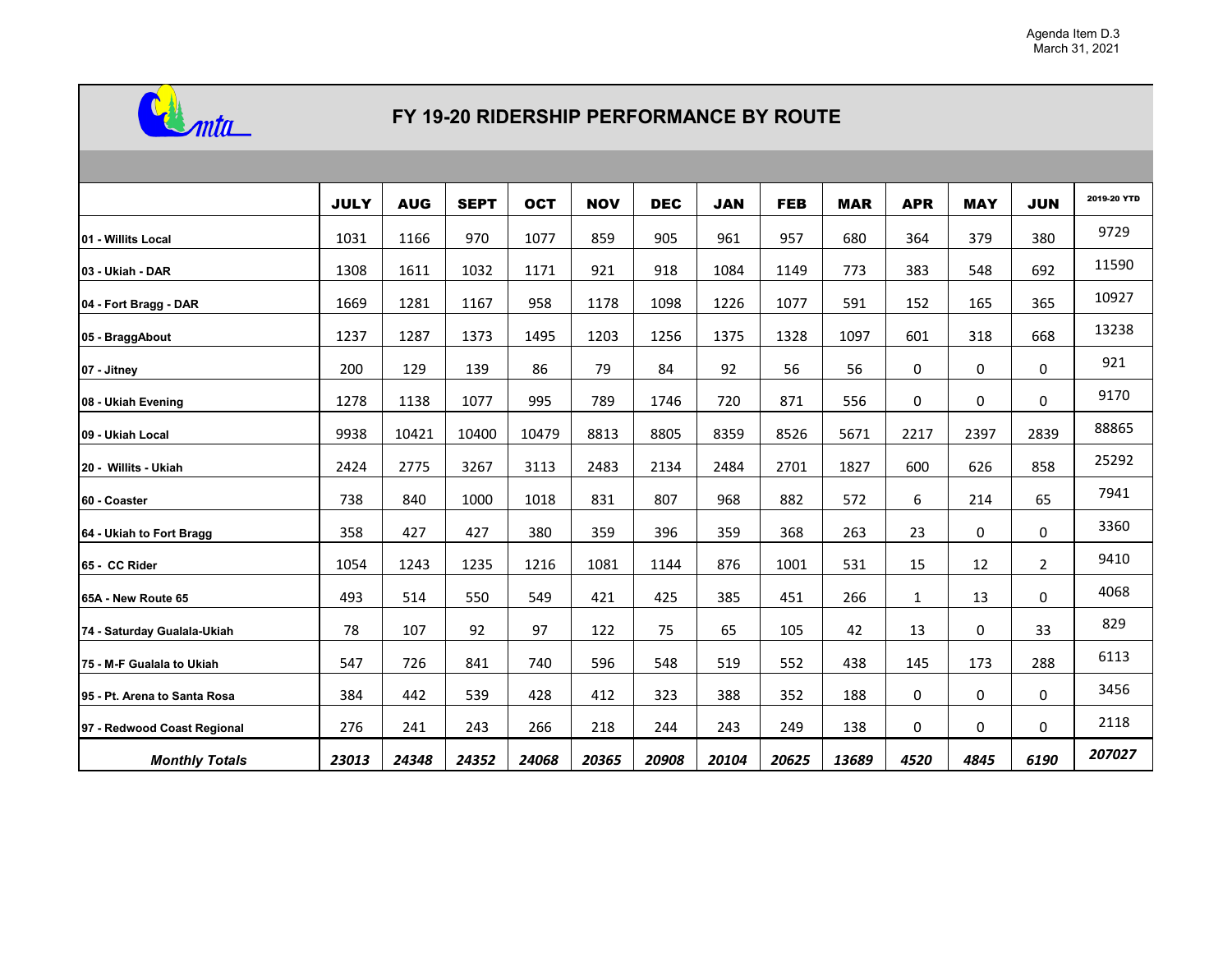Agenda Item D.3
March 31, 2021

## FY 19-20 RIDERSHIP PERFORMANCE BY ROUTE

| | JULY | AUG | SEPT | OCT | NOV | DEC | JAN | FEB | MAR | APR | MAY | JUN | 2019-20 YTD |
|---|---|---|---|---|---|---|---|---|---|---|---|---|---|
| 01 - Willits Local | 1031 | 1166 | 970 | 1077 | 859 | 905 | 961 | 957 | 680 | 364 | 379 | 380 | 9729 |
| 03 - Ukiah - DAR | 1308 | 1611 | 1032 | 1171 | 921 | 918 | 1084 | 1149 | 773 | 383 | 548 | 692 | 11590 |
| 04 - Fort Bragg - DAR | 1669 | 1281 | 1167 | 958 | 1178 | 1098 | 1226 | 1077 | 591 | 152 | 165 | 365 | 10927 |
| 05 - BraggAbout | 1237 | 1287 | 1373 | 1495 | 1203 | 1256 | 1375 | 1328 | 1097 | 601 | 318 | 668 | 13238 |
| 07 - Jitney | 200 | 129 | 139 | 86 | 79 | 84 | 92 | 56 | 56 | 0 | 0 | 0 | 921 |
| 08 - Ukiah Evening | 1278 | 1138 | 1077 | 995 | 789 | 1746 | 720 | 871 | 556 | 0 | 0 | 0 | 9170 |
| 09 - Ukiah Local | 9938 | 10421 | 10400 | 10479 | 8813 | 8805 | 8359 | 8526 | 5671 | 2217 | 2397 | 2839 | 88865 |
| 20 - Willits - Ukiah | 2424 | 2775 | 3267 | 3113 | 2483 | 2134 | 2484 | 2701 | 1827 | 600 | 626 | 858 | 25292 |
| 60 - Coaster | 738 | 840 | 1000 | 1018 | 831 | 807 | 968 | 882 | 572 | 6 | 214 | 65 | 7941 |
| 64 - Ukiah to Fort Bragg | 358 | 427 | 427 | 380 | 359 | 396 | 359 | 368 | 263 | 23 | 0 | 0 | 3360 |
| 65 - CC Rider | 1054 | 1243 | 1235 | 1216 | 1081 | 1144 | 876 | 1001 | 531 | 15 | 12 | 2 | 9410 |
| 65A - New Route 65 | 493 | 514 | 550 | 549 | 421 | 425 | 385 | 451 | 266 | 1 | 13 | 0 | 4068 |
| 74 - Saturday Gualala-Ukiah | 78 | 107 | 92 | 97 | 122 | 75 | 65 | 105 | 42 | 13 | 0 | 33 | 829 |
| 75 - M-F Gualala to Ukiah | 547 | 726 | 841 | 740 | 596 | 548 | 519 | 552 | 438 | 145 | 173 | 288 | 6113 |
| 95 - Pt. Arena to Santa Rosa | 384 | 442 | 539 | 428 | 412 | 323 | 388 | 352 | 188 | 0 | 0 | 0 | 3456 |
| 97 - Redwood Coast Regional | 276 | 241 | 243 | 266 | 218 | 244 | 243 | 249 | 138 | 0 | 0 | 0 | 2118 |
| ***Monthly Totals*** | ***23013*** | ***24348*** | ***24352*** | ***24068*** | ***20365*** | ***20908*** | ***20104*** | ***20625*** | ***13689*** | ***4520*** | ***4845*** | ***6190*** | ***207027*** |